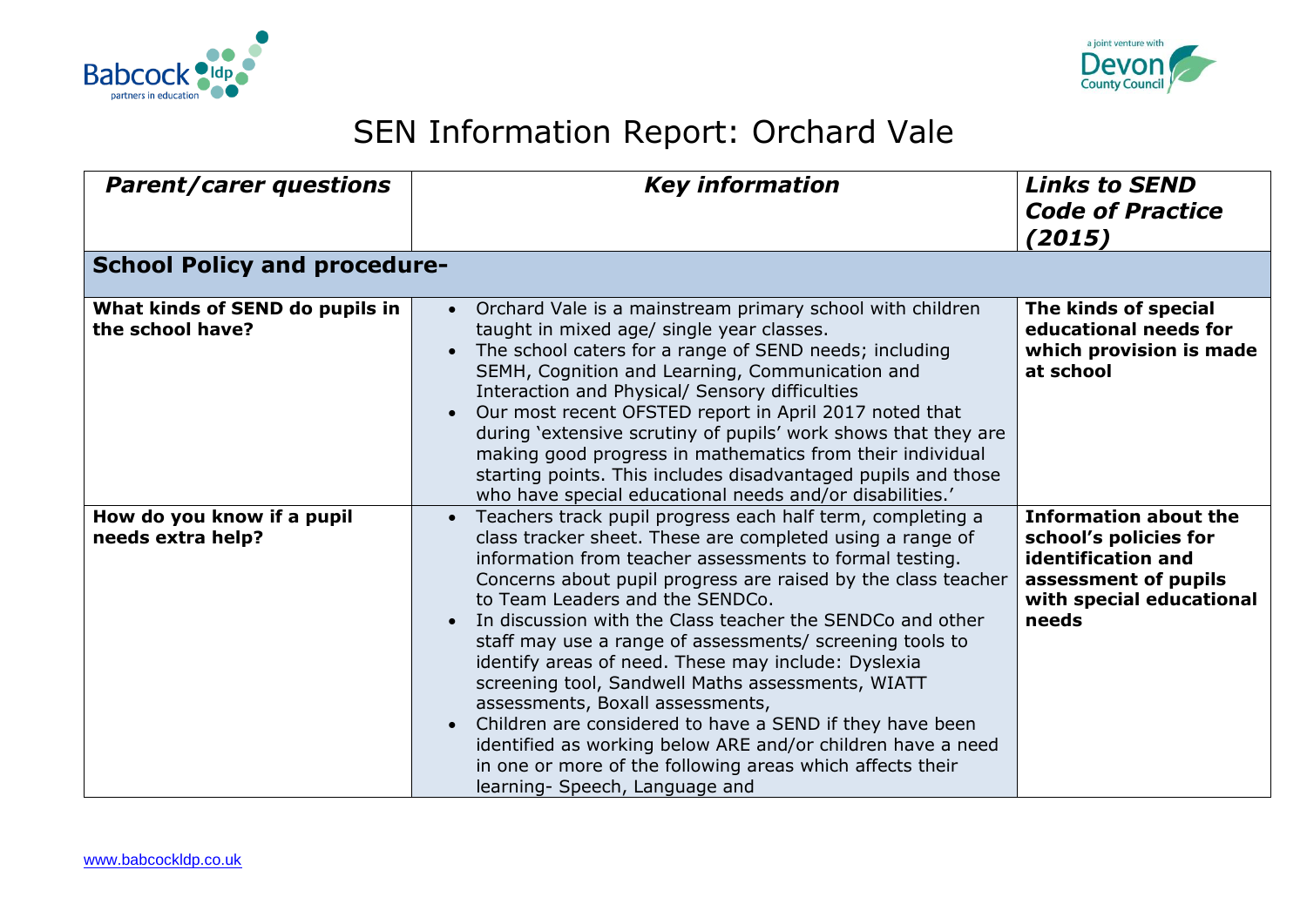# SEN Information Report: Orchard Vale

| *Parent/carer questions* | *Key information* | *Links to SEND Code of Practice (2015)* |
|---|---|---|
| **School Policy and procedure-** | | |
| **What kinds of SEND do pupils in the school have?** | • Orchard Vale is a mainstream primary school with children taught in mixed age/ single year classes.<br>• The school caters for a range of SEND needs; including SEMH, Cognition and Learning, Communication and Interaction and Physical/ Sensory difficulties<br>• Our most recent OFSTED report in April 2017 noted that during 'extensive scrutiny of pupils' work shows that they are making good progress in mathematics from their individual starting points. This includes disadvantaged pupils and those who have special educational needs and/or disabilities.' | **The kinds of special educational needs for which provision is made at school** |
| **How do you know if a pupil needs extra help?** | • Teachers track pupil progress each half term, completing a class tracker sheet. These are completed using a range of information from teacher assessments to formal testing. Concerns about pupil progress are raised by the class teacher to Team Leaders and the SENDCo.<br>• In discussion with the Class teacher the SENDCo and other staff may use a range of assessments/ screening tools to identify areas of need. These may include: Dyslexia screening tool, Sandwell Maths assessments, WIATT assessments, Boxall assessments,<br>• Children are considered to have a SEND if they have been identified as working below ARE and/or children have a need in one or more of the following areas which affects their learning- Speech, Language and | **Information about the school's policies for identification and assessment of pupils with special educational needs** |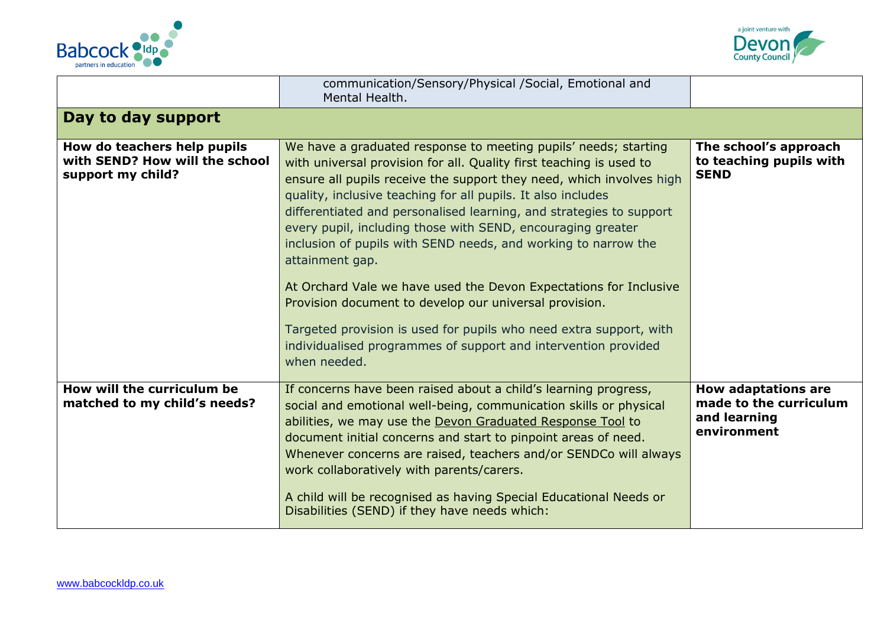| | | |
|---|---|---|
| | communication/Sensory/Physical /Social, Emotional and Mental Health. | |
| **Day to day support** | | |
| **How do teachers help pupils with SEND? How will the school support my child?** | We have a graduated response to meeting pupils' needs; starting with universal provision for all. Quality first teaching is used to ensure all pupils receive the support they need, which involves high quality, inclusive teaching for all pupils. It also includes differentiated and personalised learning, and strategies to support every pupil, including those with SEND, encouraging greater inclusion of pupils with SEND needs, and working to narrow the attainment gap.<br><br>At Orchard Vale we have used the Devon Expectations for Inclusive Provision document to develop our universal provision.<br><br>Targeted provision is used for pupils who need extra support, with individualised programmes of support and intervention provided when needed. | **The school's approach to teaching pupils with SEND** |
| **How will the curriculum be matched to my child's needs?** | If concerns have been raised about a child's learning progress, social and emotional well-being, communication skills or physical abilities, we may use the Devon Graduated Response Tool to document initial concerns and start to pinpoint areas of need. Whenever concerns are raised, teachers and/or SENDCo will always work collaboratively with parents/carers.<br><br>A child will be recognised as having Special Educational Needs or Disabilities (SEND) if they have needs which: | **How adaptations are made to the curriculum and learning environment** |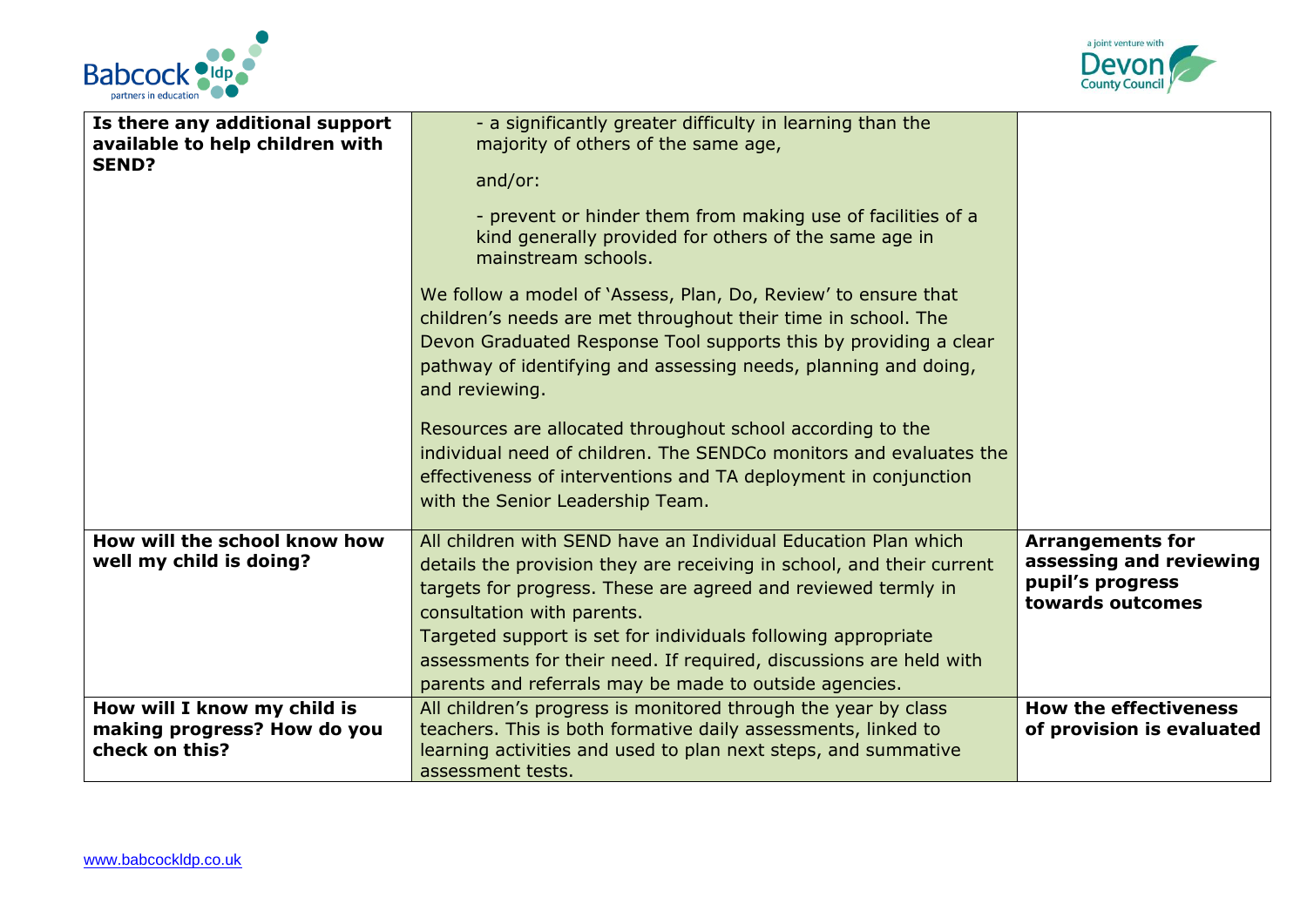| | | |
|---|---|---|
| **Is there any additional support available to help children with SEND?** | - a significantly greater difficulty in learning than the majority of others of the same age, <br><br> and/or: <br><br> - prevent or hinder them from making use of facilities of a kind generally provided for others of the same age in mainstream schools. <br><br> We follow a model of 'Assess, Plan, Do, Review' to ensure that children's needs are met throughout their time in school. The Devon Graduated Response Tool supports this by providing a clear pathway of identifying and assessing needs, planning and doing, and reviewing. <br><br> Resources are allocated throughout school according to the individual need of children. The SENDCo monitors and evaluates the effectiveness of interventions and TA deployment in conjunction with the Senior Leadership Team. | |
| **How will the school know how well my child is doing?** | All children with SEND have an Individual Education Plan which details the provision they are receiving in school, and their current targets for progress. These are agreed and reviewed termly in consultation with parents. <br> Targeted support is set for individuals following appropriate assessments for their need. If required, discussions are held with parents and referrals may be made to outside agencies. | **Arrangements for assessing and reviewing pupil's progress towards outcomes** |
| **How will I know my child is making progress? How do you check on this?** | All children's progress is monitored through the year by class teachers. This is both formative daily assessments, linked to learning activities and used to plan next steps, and summative assessment tests. | **How the effectiveness of provision is evaluated** |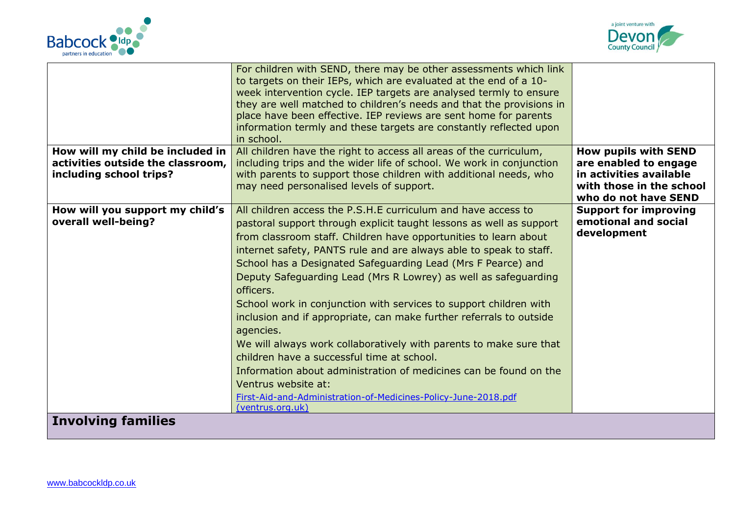| | | |
|---|---|---|
| | For children with SEND, there may be other assessments which link to targets on their IEPs, which are evaluated at the end of a 10-week intervention cycle. IEP targets are analysed termly to ensure they are well matched to children's needs and that the provisions in place have been effective. IEP reviews are sent home for parents information termly and these targets are constantly reflected upon in school. | |
| **How will my child be included in activities outside the classroom, including school trips?** | All children have the right to access all areas of the curriculum, including trips and the wider life of school. We work in conjunction with parents to support those children with additional needs, who may need personalised levels of support. | **How pupils with SEND are enabled to engage in activities available with those in the school who do not have SEND** |
| **How will you support my child's overall well-being?** | All children access the P.S.H.E curriculum and have access to pastoral support through explicit taught lessons as well as support from classroom staff. Children have opportunities to learn about internet safety, PANTS rule and are always able to speak to staff. School has a Designated Safeguarding Lead (Mrs F Pearce) and Deputy Safeguarding Lead (Mrs R Lowrey) as well as safeguarding officers.<br>School work in conjunction with services to support children with inclusion and if appropriate, can make further referrals to outside agencies.<br>We will always work collaboratively with parents to make sure that children have a successful time at school.<br>Information about administration of medicines can be found on the Ventrus website at:<br>[First-Aid-and-Administration-of-Medicines-Policy-June-2018.pdf (ventrus.org.uk)](ventrus.org.uk) | **Support for improving emotional and social development** |
| **Involving families** | | |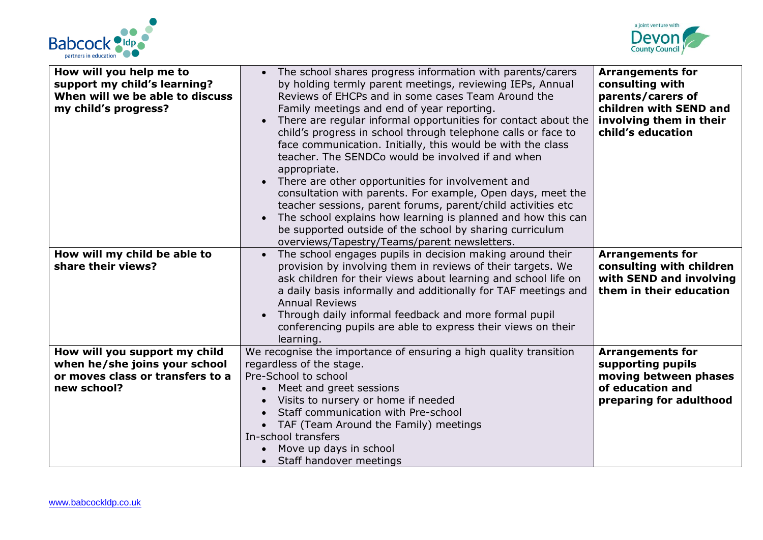| | | |
|---|---|---|
| **How will you help me to support my child's learning? When will we be able to discuss my child's progress?** | • The school shares progress information with parents/carers by holding termly parent meetings, reviewing IEPs, Annual Reviews of EHCPs and in some cases Team Around the Family meetings and end of year reporting.<br>• There are regular informal opportunities for contact about the child's progress in school through telephone calls or face to face communication. Initially, this would be with the class teacher. The SENDCo would be involved if and when appropriate.<br>• There are other opportunities for involvement and consultation with parents. For example, Open days, meet the teacher sessions, parent forums, parent/child activities etc<br>• The school explains how learning is planned and how this can be supported outside of the school by sharing curriculum overviews/Tapestry/Teams/parent newsletters. | **Arrangements for consulting with parents/carers of children with SEND and involving them in their child's education** |
| **How will my child be able to share their views?** | • The school engages pupils in decision making around their provision by involving them in reviews of their targets. We ask children for their views about learning and school life on a daily basis informally and additionally for TAF meetings and Annual Reviews<br>• Through daily informal feedback and more formal pupil conferencing pupils are able to express their views on their learning. | **Arrangements for consulting with children with SEND and involving them in their education** |
| **How will you support my child when he/she joins your school or moves class or transfers to a new school?** | We recognise the importance of ensuring a high quality transition regardless of the stage.<br>Pre-School to school<br>• Meet and greet sessions<br>• Visits to nursery or home if needed<br>• Staff communication with Pre-school<br>• TAF (Team Around the Family) meetings<br>In-school transfers<br>• Move up days in school<br>• Staff handover meetings | **Arrangements for supporting pupils moving between phases of education and preparing for adulthood** |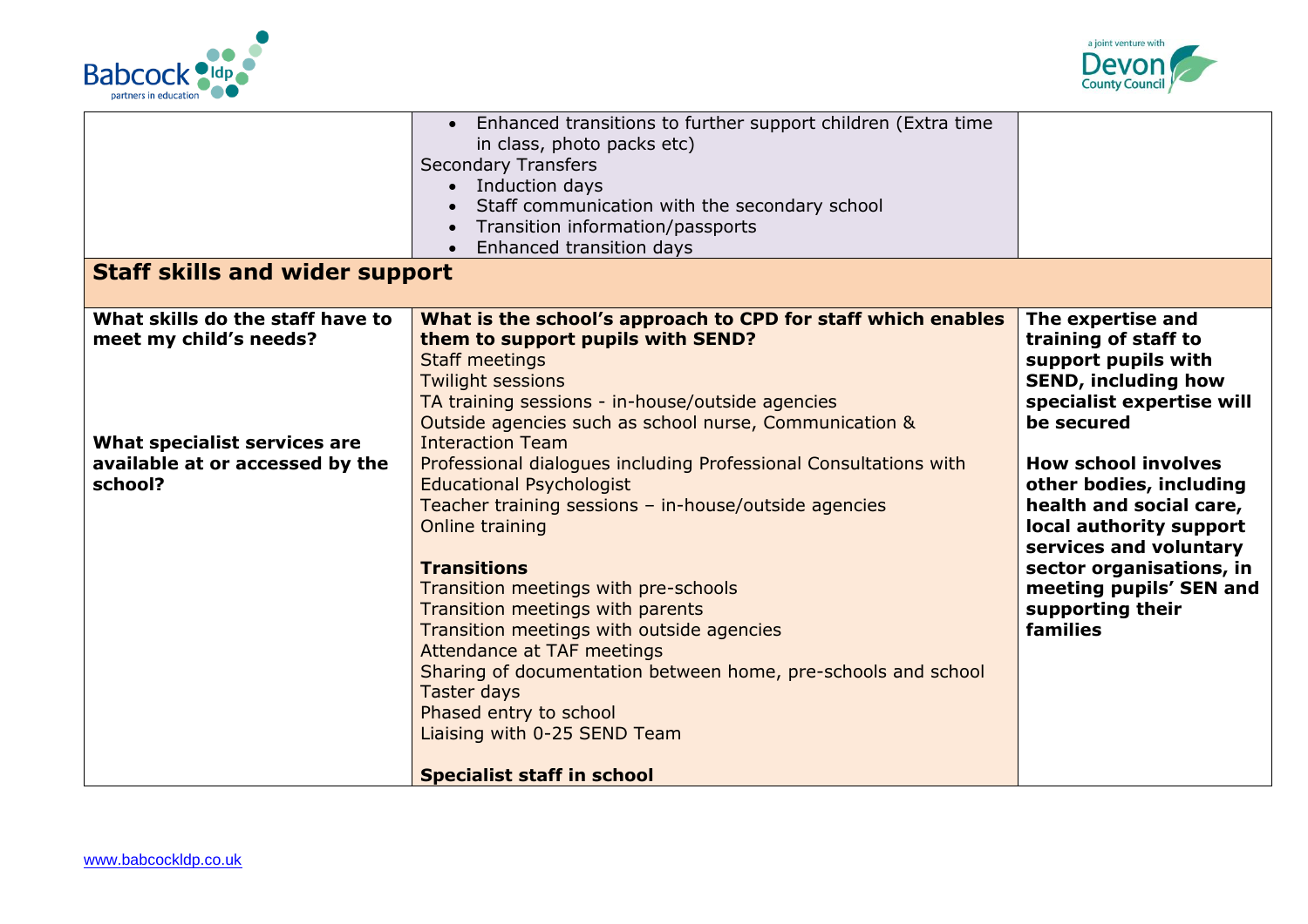| | | |
|---|---|---|
| | • Enhanced transitions to further support children (Extra time in class, photo packs etc)<br>Secondary Transfers<br>• Induction days<br>• Staff communication with the secondary school<br>• Transition information/passports<br>• Enhanced transition days | |
| **Staff skills and wider support** | | |
| **What skills do the staff have to meet my child's needs?**<br><br>**What specialist services are available at or accessed by the school?** | **What is the school's approach to CPD for staff which enables them to support pupils with SEND?**<br>Staff meetings<br>Twilight sessions<br>TA training sessions - in-house/outside agencies<br>Outside agencies such as school nurse, Communication & Interaction Team<br>Professional dialogues including Professional Consultations with Educational Psychologist<br>Teacher training sessions – in-house/outside agencies<br>Online training<br><br>**Transitions**<br>Transition meetings with pre-schools<br>Transition meetings with parents<br>Transition meetings with outside agencies<br>Attendance at TAF meetings<br>Sharing of documentation between home, pre-schools and school<br>Taster days<br>Phased entry to school<br>Liaising with 0-25 SEND Team<br><br>**Specialist staff in school** | **The expertise and training of staff to support pupils with SEND, including how specialist expertise will be secured**<br><br>**How school involves other bodies, including health and social care, local authority support services and voluntary sector organisations, in meeting pupils' SEN and supporting their families** |

www.babcockldp.co.uk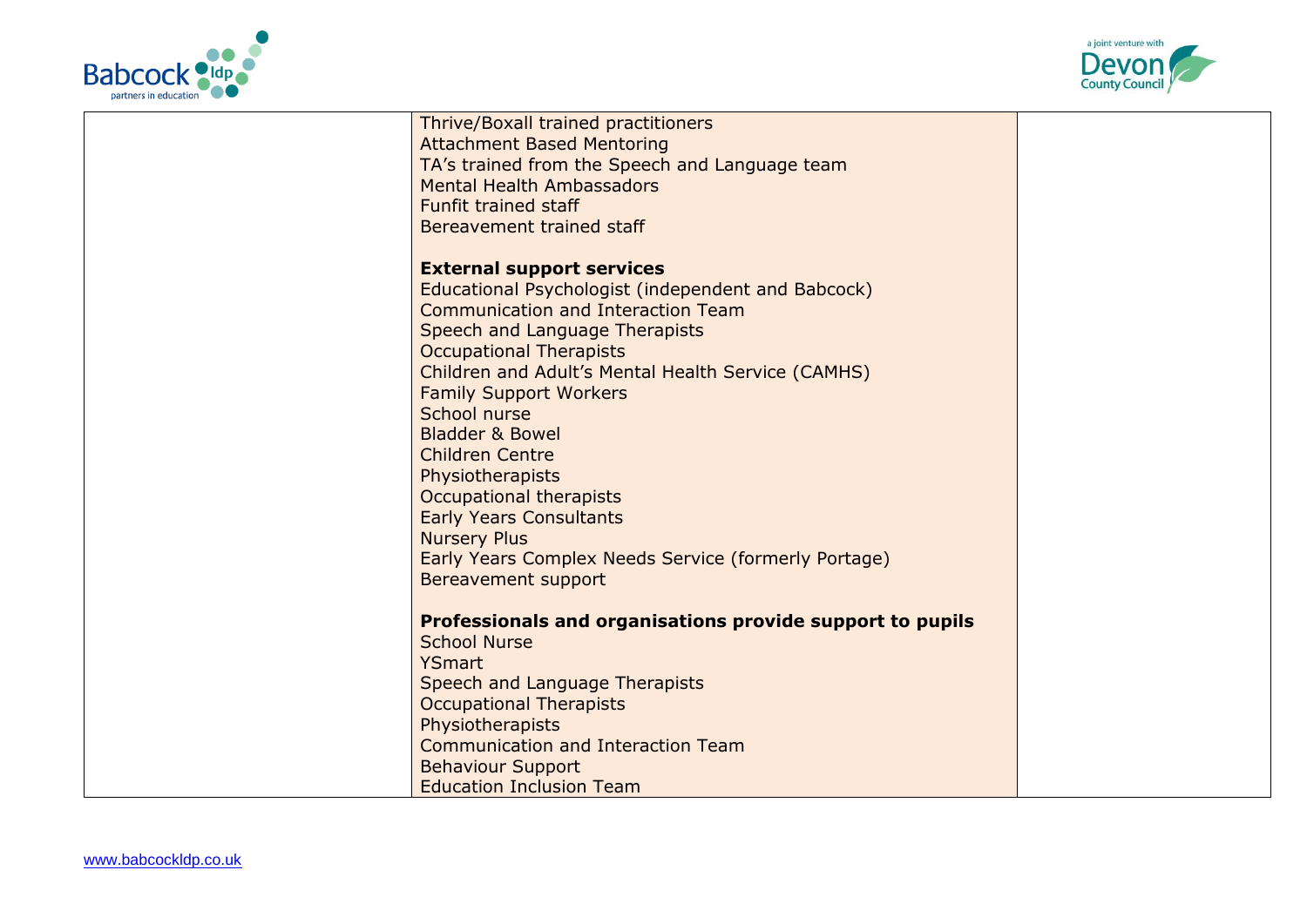| | | |
|---|---|---|
| | Thrive/Boxall trained practitioners<br>Attachment Based Mentoring<br>TA's trained from the Speech and Language team<br>Mental Health Ambassadors<br>Funfit trained staff<br>Bereavement trained staff<br><br>**External support services**<br>Educational Psychologist (independent and Babcock)<br>Communication and Interaction Team<br>Speech and Language Therapists<br>Occupational Therapists<br>Children and Adult's Mental Health Service (CAMHS)<br>Family Support Workers<br>School nurse<br>Bladder & Bowel<br>Children Centre<br>Physiotherapists<br>Occupational therapists<br>Early Years Consultants<br>Nursery Plus<br>Early Years Complex Needs Service (formerly Portage)<br>Bereavement support<br><br>**Professionals and organisations provide support to pupils**<br>School Nurse<br>YSmart<br>Speech and Language Therapists<br>Occupational Therapists<br>Physiotherapists<br>Communication and Interaction Team<br>Behaviour Support<br>Education Inclusion Team | |

www.babcockldp.co.uk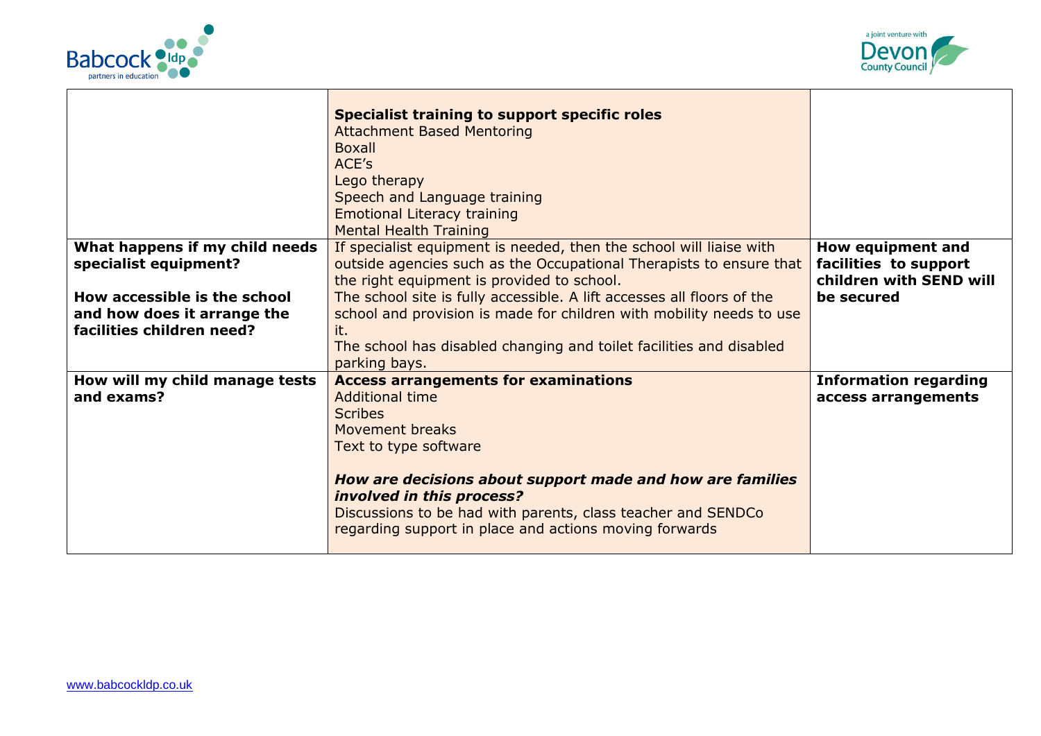| | | |
|---|---|---|
| | **Specialist training to support specific roles**<br>Attachment Based Mentoring<br>Boxall<br>ACE's<br>Lego therapy<br>Speech and Language training<br>Emotional Literacy training<br>Mental Health Training | |
| **What happens if my child needs specialist equipment?**<br><br>**How accessible is the school and how does it arrange the facilities children need?** | If specialist equipment is needed, then the school will liaise with outside agencies such as the Occupational Therapists to ensure that the right equipment is provided to school.<br>The school site is fully accessible. A lift accesses all floors of the school and provision is made for children with mobility needs to use it.<br>The school has disabled changing and toilet facilities and disabled parking bays. | **How equipment and facilities to support children with SEND will be secured** |
| **How will my child manage tests and exams?** | **Access arrangements for examinations**<br>Additional time<br>Scribes<br>Movement breaks<br>Text to type software<br><br>***How are decisions about support made and how are families involved in this process?***<br>Discussions to be had with parents, class teacher and SENDCo regarding support in place and actions moving forwards | **Information regarding access arrangements** |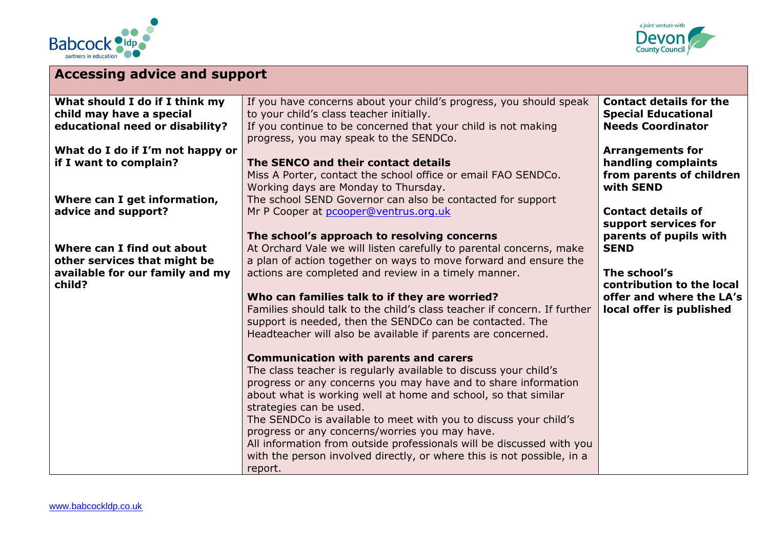| Accessing advice and support | | |
|---|---|---|
| **What should I do if I think my child may have a special educational need or disability?**<br><br>**What do I do if I'm not happy or if I want to complain?**<br><br>**Where can I get information, advice and support?**<br><br>**Where can I find out about other services that might be available for our family and my child?** | If you have concerns about your child's progress, you should speak to your child's class teacher initially.<br>If you continue to be concerned that your child is not making progress, you may speak to the SENDCo.<br><br>**The SENCO and their contact details**<br>Miss A Porter, contact the school office or email FAO SENDCo. Working days are Monday to Thursday.<br>The school SEND Governor can also be contacted for support Mr P Cooper at pcooper@ventrus.org.uk<br><br>**The school's approach to resolving concerns**<br>At Orchard Vale we will listen carefully to parental concerns, make a plan of action together on ways to move forward and ensure the actions are completed and review in a timely manner.<br><br>**Who can families talk to if they are worried?**<br>Families should talk to the child's class teacher if concern. If further support is needed, then the SENDCo can be contacted. The Headteacher will also be available if parents are concerned.<br><br>**Communication with parents and carers**<br>The class teacher is regularly available to discuss your child's progress or any concerns you may have and to share information about what is working well at home and school, so that similar strategies can be used.<br>The SENDCo is available to meet with you to discuss your child's progress or any concerns/worries you may have.<br>All information from outside professionals will be discussed with you with the person involved directly, or where this is not possible, in a report. | **Contact details for the Special Educational Needs Coordinator**<br><br>**Arrangements for handling complaints from parents of children with SEND**<br><br>**Contact details of support services for parents of pupils with SEND**<br><br>**The school's contribution to the local offer and where the LA's local offer is published** |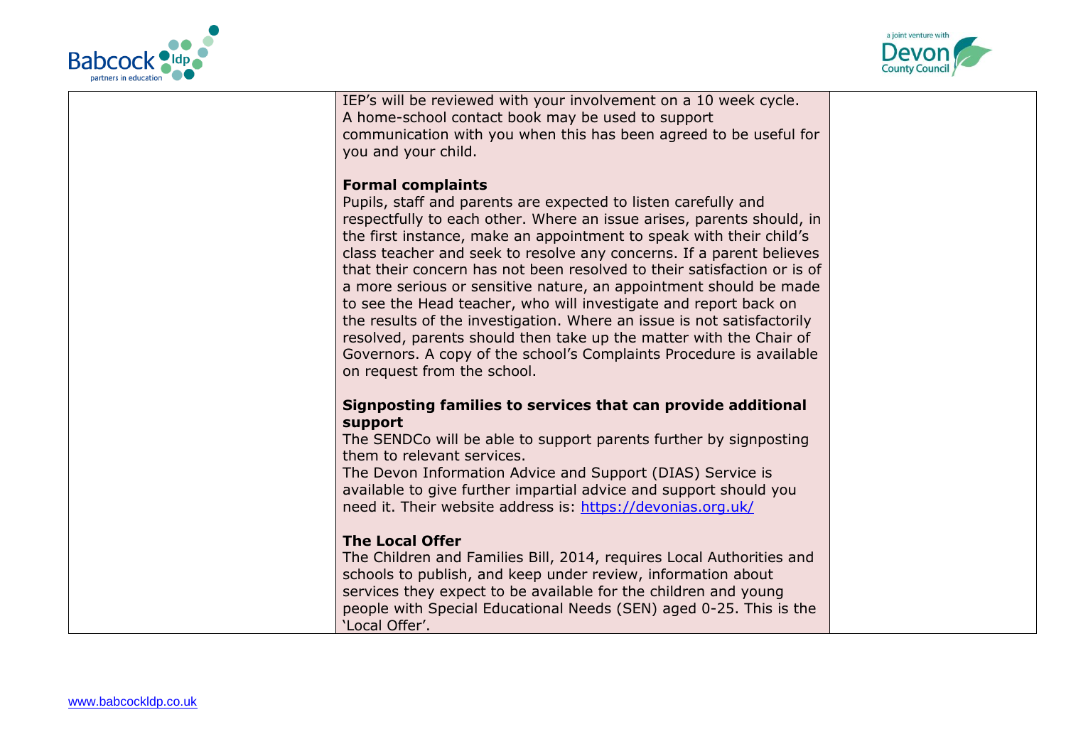| | | |
|---|---|---|
| | IEP's will be reviewed with your involvement on a 10 week cycle.<br>A home-school contact book may be used to support communication with you when this has been agreed to be useful for you and your child.<br><br>**Formal complaints**<br>Pupils, staff and parents are expected to listen carefully and respectfully to each other. Where an issue arises, parents should, in the first instance, make an appointment to speak with their child's class teacher and seek to resolve any concerns. If a parent believes that their concern has not been resolved to their satisfaction or is of a more serious or sensitive nature, an appointment should be made to see the Head teacher, who will investigate and report back on the results of the investigation. Where an issue is not satisfactorily resolved, parents should then take up the matter with the Chair of Governors. A copy of the school's Complaints Procedure is available on request from the school.<br><br>**Signposting families to services that can provide additional support**<br>The SENDCo will be able to support parents further by signposting them to relevant services.<br>The Devon Information Advice and Support (DIAS) Service is available to give further impartial advice and support should you need it. Their website address is: [https://devonias.org.uk/](https://devonias.org.uk/)<br><br>**The Local Offer**<br>The Children and Families Bill, 2014, requires Local Authorities and schools to publish, and keep under review, information about services they expect to be available for the children and young people with Special Educational Needs (SEN) aged 0-25. This is the 'Local Offer'. | |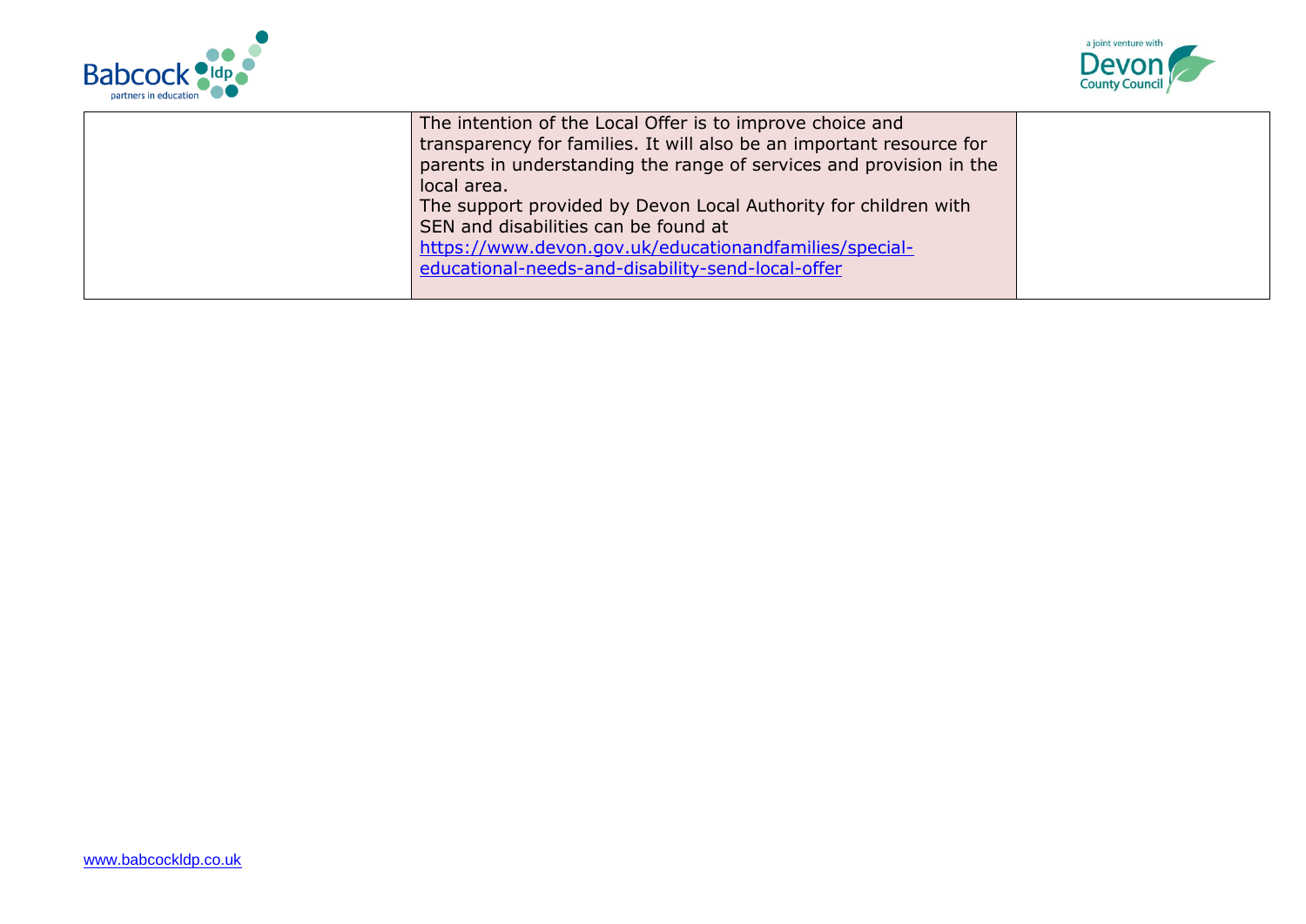| | | |
|---|---|---|
| | The intention of the Local Offer is to improve choice and transparency for families. It will also be an important resource for parents in understanding the range of services and provision in the local area.<br>The support provided by Devon Local Authority for children with SEN and disabilities can be found at https://www.devon.gov.uk/educationandfamilies/special-educational-needs-and-disability-send-local-offer | |